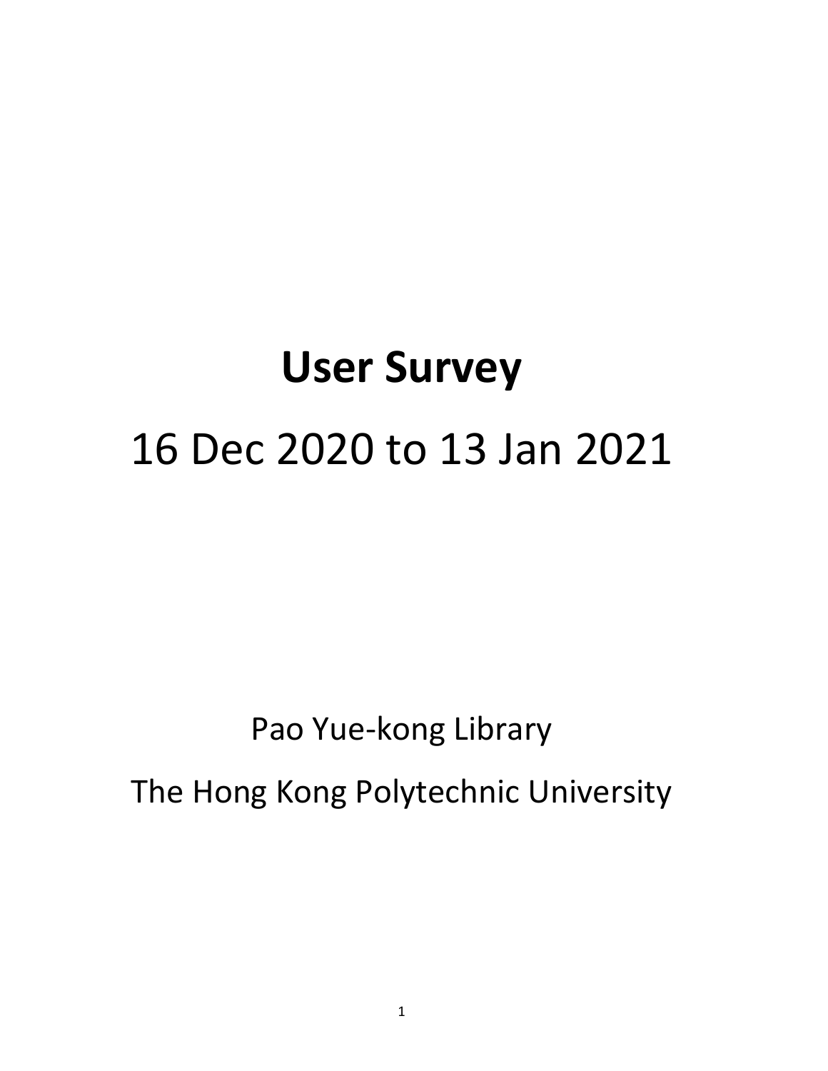# User Survey

## 16 Dec 2020 to 13 Jan 2021

Pao Yue-kong Library

The Hong Kong Polytechnic University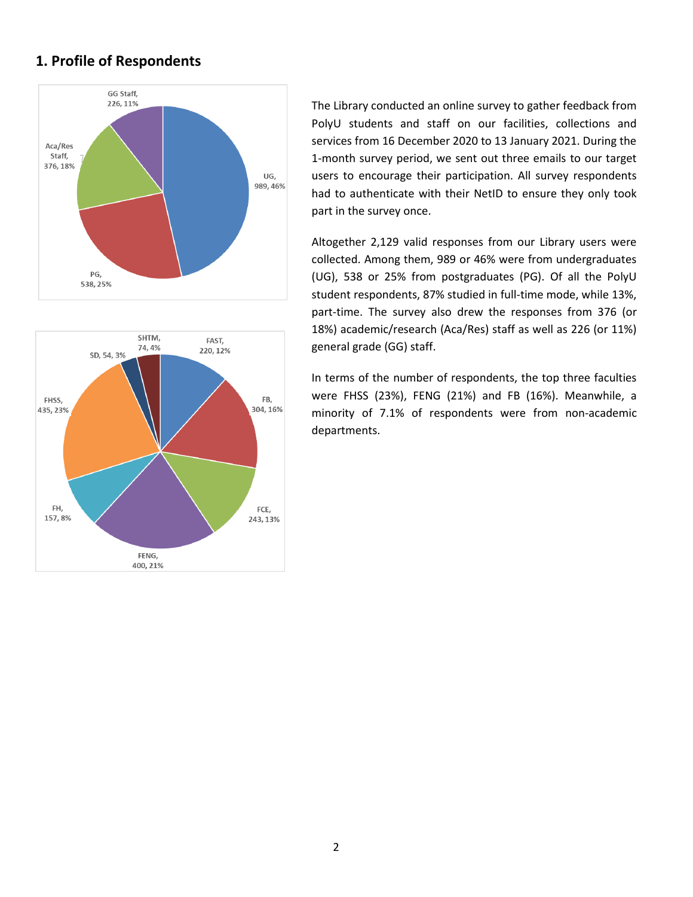## 1. Profile of Respondents

The Library conducted an online survey to gather feedback from PolyU students and staff on our facilities, collections and services from 16 December 2020 to 13 January 2021. During the 1-month survey period, we sent out three emails to our target users to encourage their participation. All survey respondents had to authenticate with their NetID to ensure they only took part in the survey once.

Altogether 2,129 valid responses from our Library users were collected. Among them, 989 or 46% were from undergraduates (UG), 538 or 25% from postgraduates (PG). Of all the PolyU student respondents, 87% studied in full-time mode, while 13%, part-time. The survey also drew the responses from 376 (or 18%) academic/research (Aca/Res) staff as well as 226 (or 11%) general grade (GG) staff.

In terms of the number of respondents, the top three faculties were FHSS (23%), FENG (21%) and FB (16%). Meanwhile, a minority of 7.1% of respondents were from non-academic departments.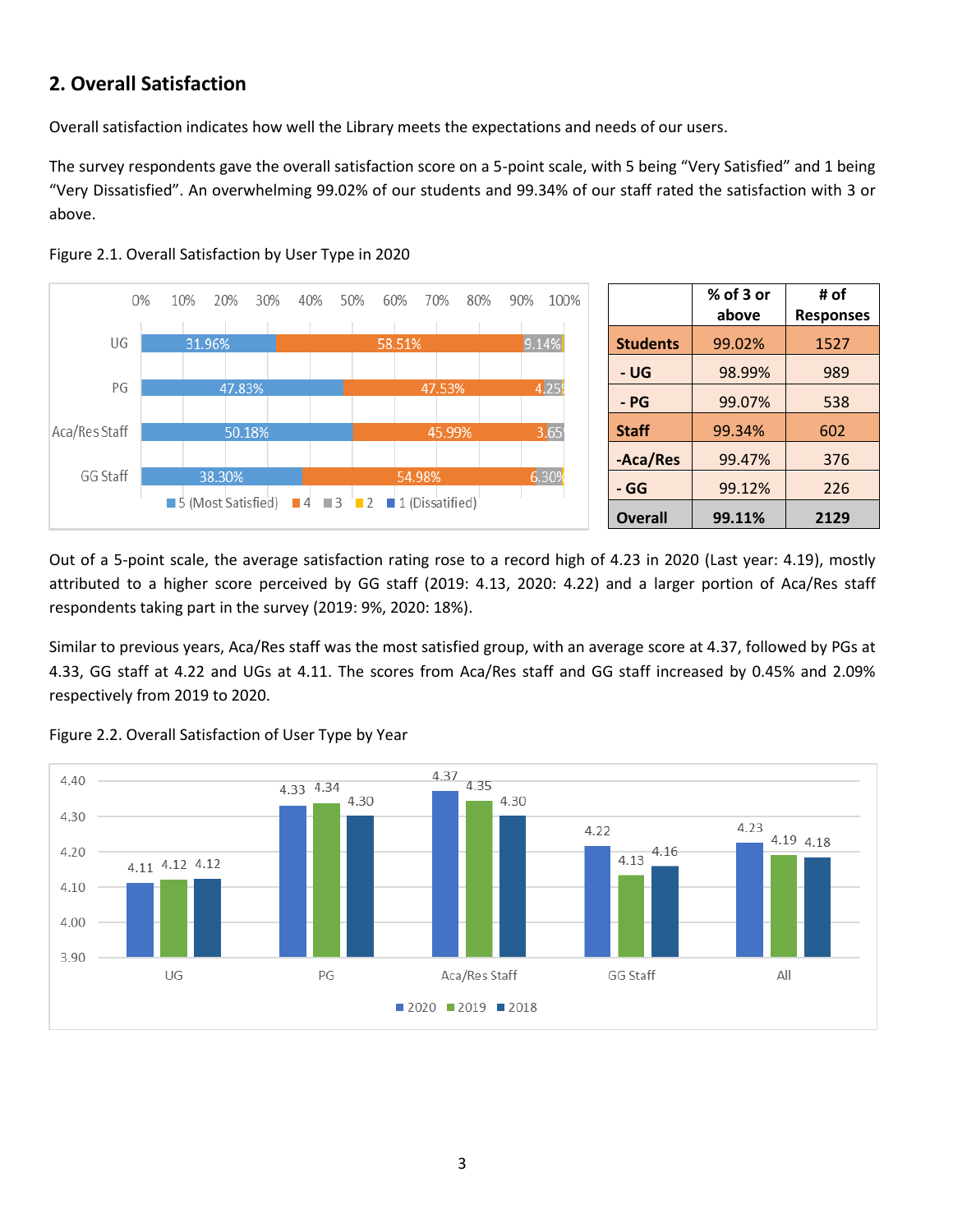## 2. Overall Satisfaction

Overall satisfaction indicates how well the Library meets the expectations and needs of our users.

The survey respondents gave the overall satisfaction score on a 5-point scale, with 5 being "Very Satisfied" and 1 being "Very Dissatisfied". An overwhelming 99.02% of our students and 99.34% of our staff rated the satisfaction with 3 or above.

Figure 2.1. Overall Satisfaction by User Type in 2020

| | % of 3 or above | # of Responses |
|---|---|---|
| **Students** | 99.02% | 1527 |
| - UG | 98.99% | 989 |
| - PG | 99.07% | 538 |
| **Staff** | 99.34% | 602 |
| -Aca/Res | 99.47% | 376 |
| - GG | 99.12% | 226 |
| **Overall** | **99.11%** | **2129** |

Out of a 5-point scale, the average satisfaction rating rose to a record high of 4.23 in 2020 (Last year: 4.19), mostly attributed to a higher score perceived by GG staff (2019: 4.13, 2020: 4.22) and a larger portion of Aca/Res staff respondents taking part in the survey (2019: 9%, 2020: 18%).

Similar to previous years, Aca/Res staff was the most satisfied group, with an average score at 4.37, followed by PGs at 4.33, GG staff at 4.22 and UGs at 4.11. The scores from Aca/Res staff and GG staff increased by 0.45% and 2.09% respectively from 2019 to 2020.

Figure 2.2. Overall Satisfaction of User Type by Year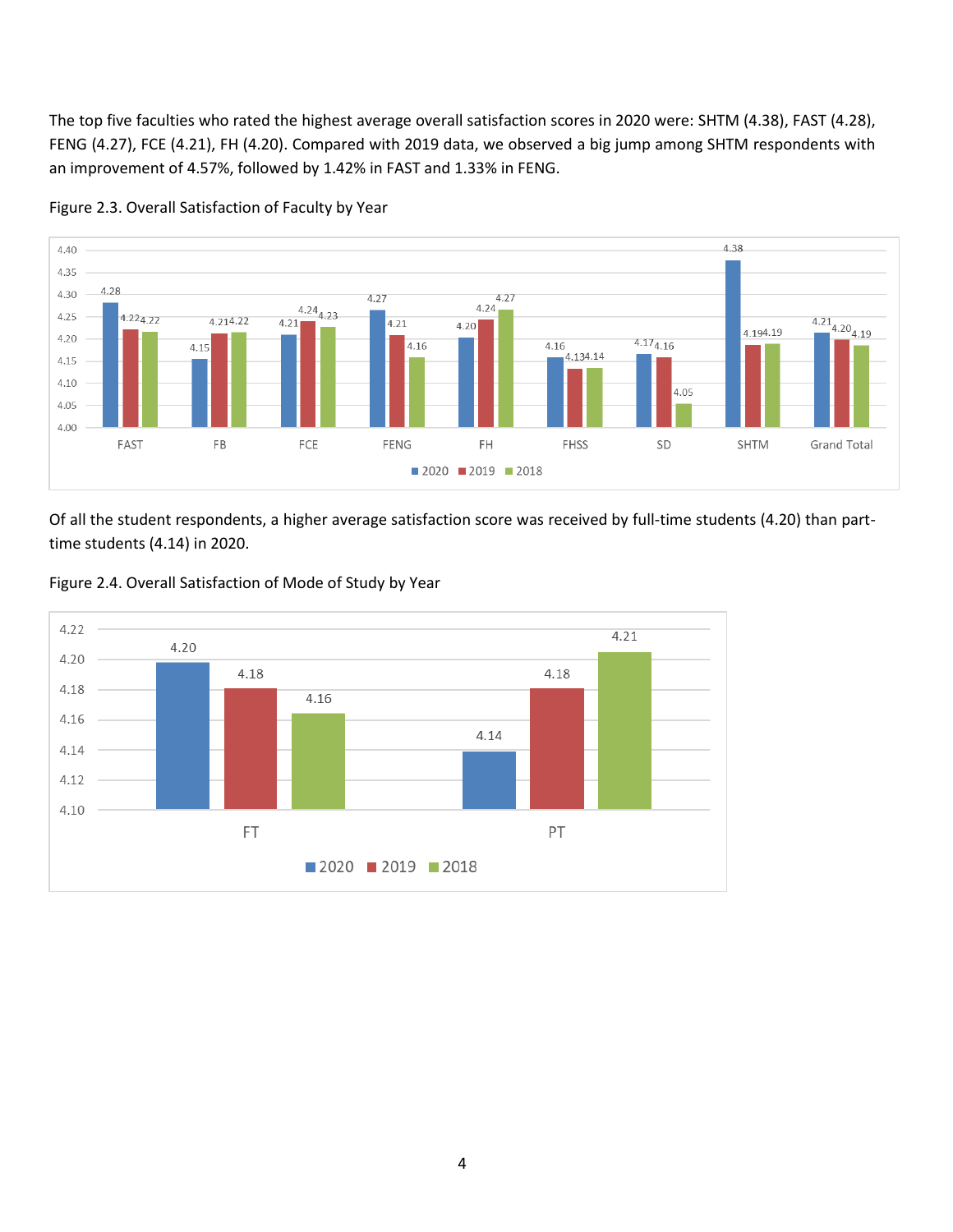The top five faculties who rated the highest average overall satisfaction scores in 2020 were: SHTM (4.38), FAST (4.28), FENG (4.27), FCE (4.21), FH (4.20). Compared with 2019 data, we observed a big jump among SHTM respondents with an improvement of 4.57%, followed by 1.42% in FAST and 1.33% in FENG.

Figure 2.3. Overall Satisfaction of Faculty by Year

| | FAST | FB | FCE | FENG | FH | FHSS | SD | SHTM | Grand Total |
|---|---|---|---|---|---|---|---|---|---|
| 2020 | 4.28 | 4.15 | 4.21 | 4.27 | 4.20 | 4.16 | 4.17 | 4.38 | 4.21 |
| 2019 | 4.22 | 4.21 | 4.24 | 4.21 | 4.24 | 4.13 | 4.16 | 4.19 | 4.20 |
| 2018 | 4.22 | 4.22 | 4.23 | 4.16 | 4.27 | 4.14 | 4.05 | 4.19 | 4.19 |

Of all the student respondents, a higher average satisfaction score was received by full-time students (4.20) than part-time students (4.14) in 2020.

Figure 2.4. Overall Satisfaction of Mode of Study by Year

| | FT | PT |
|---|---|---|
| 2020 | 4.20 | 4.14 |
| 2019 | 4.18 | 4.18 |
| 2018 | 4.16 | 4.21 |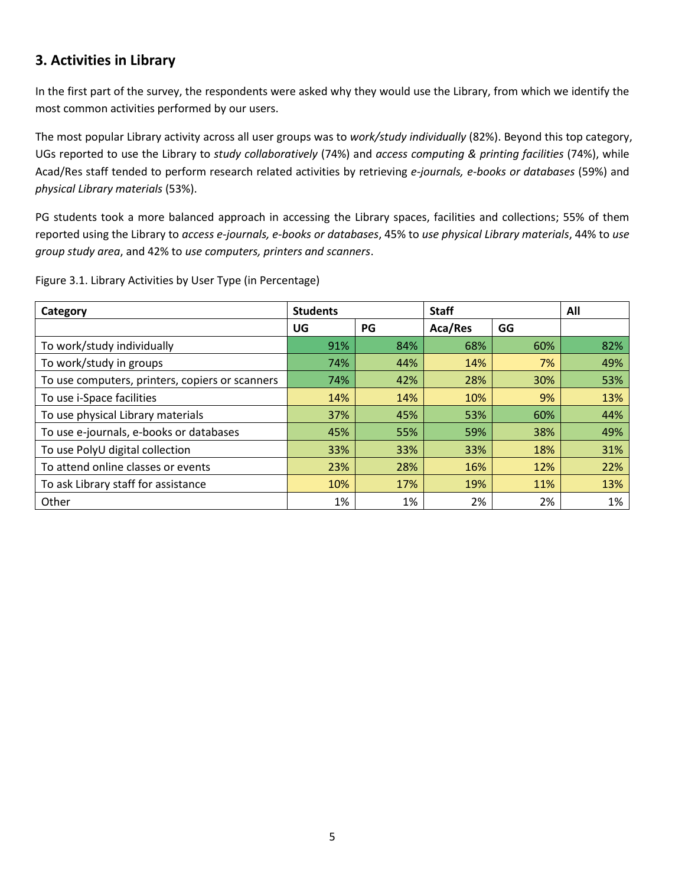## 3. Activities in Library

In the first part of the survey, the respondents were asked why they would use the Library, from which we identify the most common activities performed by our users.

The most popular Library activity across all user groups was to *work/study individually* (82%). Beyond this top category, UGs reported to use the Library to *study collaboratively* (74%) and *access computing & printing facilities* (74%), while Acad/Res staff tended to perform research related activities by retrieving *e-journals, e-books or databases* (59%) and *physical Library materials* (53%).

PG students took a more balanced approach in accessing the Library spaces, facilities and collections; 55% of them reported using the Library to *access e-journals, e-books or databases*, 45% to *use physical Library materials*, 44% to *use group study area*, and 42% to *use computers, printers and scanners*.

Figure 3.1. Library Activities by User Type (in Percentage)

| Category | Students | | Staff | | All |
|---|---|---|---|---|---|
| | UG | PG | Aca/Res | GG | |
| To work/study individually | 91% | 84% | 68% | 60% | 82% |
| To work/study in groups | 74% | 44% | 14% | 7% | 49% |
| To use computers, printers, copiers or scanners | 74% | 42% | 28% | 30% | 53% |
| To use i-Space facilities | 14% | 14% | 10% | 9% | 13% |
| To use physical Library materials | 37% | 45% | 53% | 60% | 44% |
| To use e-journals, e-books or databases | 45% | 55% | 59% | 38% | 49% |
| To use PolyU digital collection | 33% | 33% | 33% | 18% | 31% |
| To attend online classes or events | 23% | 28% | 16% | 12% | 22% |
| To ask Library staff for assistance | 10% | 17% | 19% | 11% | 13% |
| Other | 1% | 1% | 2% | 2% | 1% |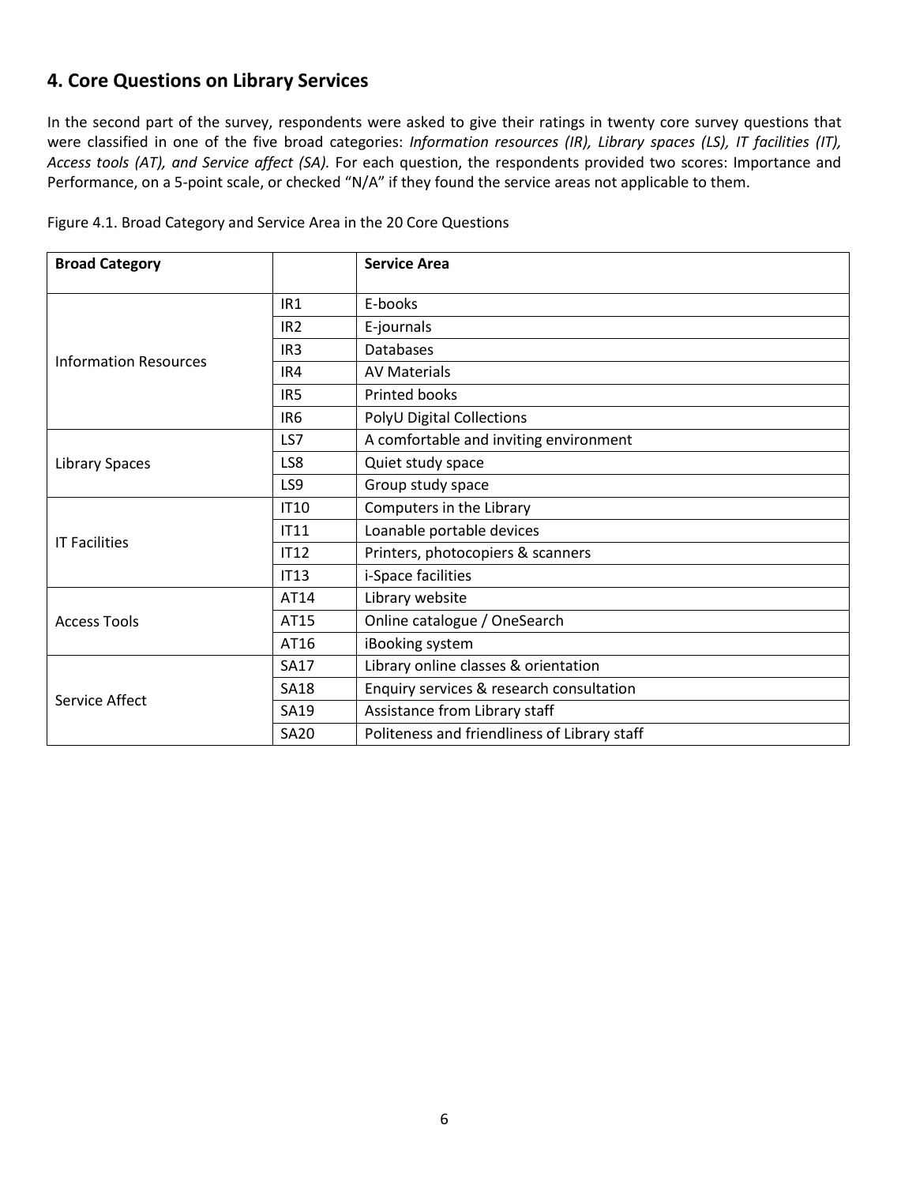## 4. Core Questions on Library Services

In the second part of the survey, respondents were asked to give their ratings in twenty core survey questions that were classified in one of the five broad categories: *Information resources (IR), Library spaces (LS), IT facilities (IT), Access tools (AT), and Service affect (SA).* For each question, the respondents provided two scores: Importance and Performance, on a 5-point scale, or checked "N/A" if they found the service areas not applicable to them.

Figure 4.1. Broad Category and Service Area in the 20 Core Questions

| **Broad Category** | | **Service Area** |
|---|---|---|
| Information Resources | IR1 | E-books |
| | IR2 | E-journals |
| | IR3 | Databases |
| | IR4 | AV Materials |
| | IR5 | Printed books |
| | IR6 | PolyU Digital Collections |
| Library Spaces | LS7 | A comfortable and inviting environment |
| | LS8 | Quiet study space |
| | LS9 | Group study space |
| IT Facilities | IT10 | Computers in the Library |
| | IT11 | Loanable portable devices |
| | IT12 | Printers, photocopiers & scanners |
| | IT13 | i-Space facilities |
| Access Tools | AT14 | Library website |
| | AT15 | Online catalogue / OneSearch |
| | AT16 | iBooking system |
| Service Affect | SA17 | Library online classes & orientation |
| | SA18 | Enquiry services & research consultation |
| | SA19 | Assistance from Library staff |
| | SA20 | Politeness and friendliness of Library staff |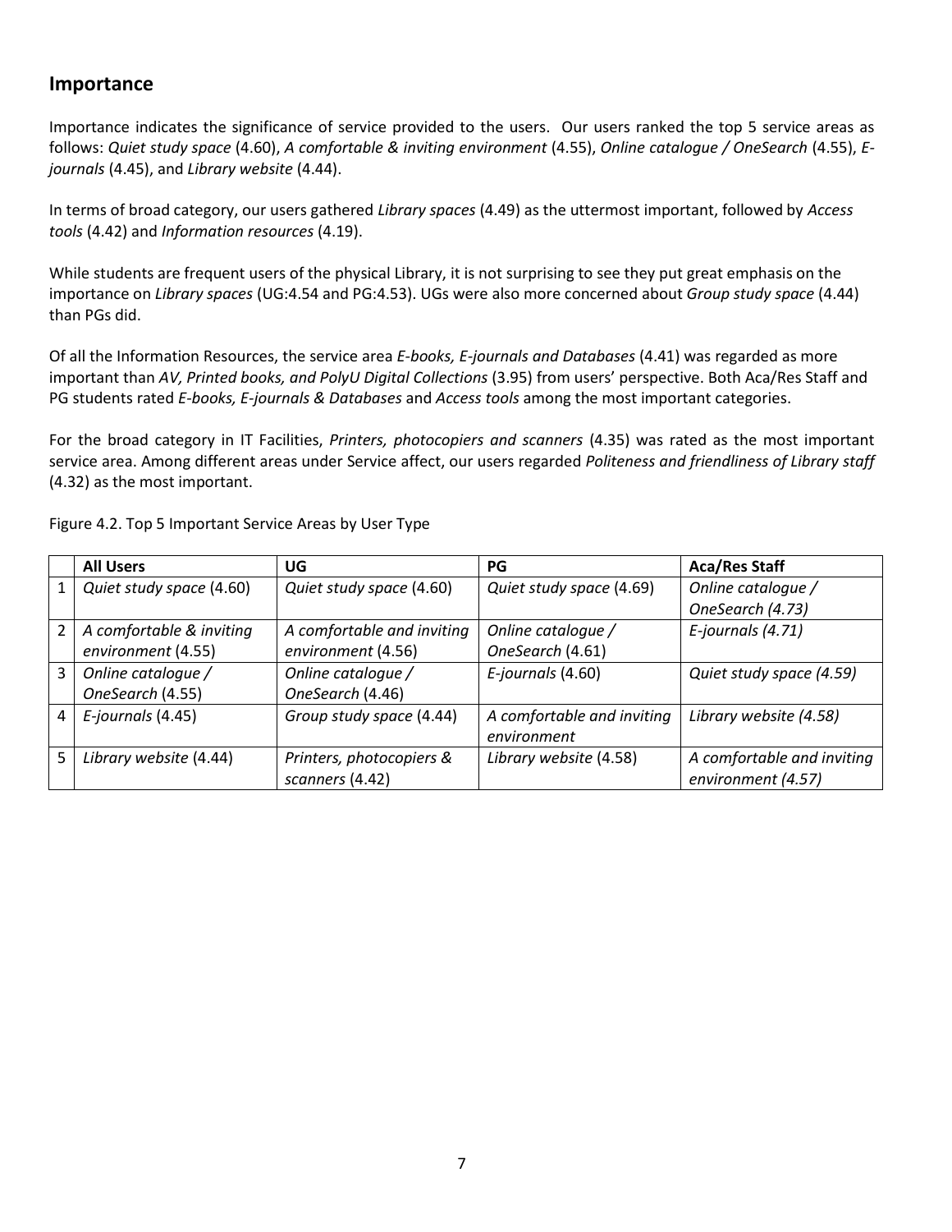## Importance

Importance indicates the significance of service provided to the users. Our users ranked the top 5 service areas as follows: *Quiet study space* (4.60), *A comfortable & inviting environment* (4.55), *Online catalogue / OneSearch* (4.55), *E-journals* (4.45), and *Library website* (4.44).

In terms of broad category, our users gathered *Library spaces* (4.49) as the uttermost important, followed by *Access tools* (4.42) and *Information resources* (4.19).

While students are frequent users of the physical Library, it is not surprising to see they put great emphasis on the importance on *Library spaces* (UG:4.54 and PG:4.53). UGs were also more concerned about *Group study space* (4.44) than PGs did.

Of all the Information Resources, the service area *E-books, E-journals and Databases* (4.41) was regarded as more important than *AV, Printed books, and PolyU Digital Collections* (3.95) from users' perspective. Both Aca/Res Staff and PG students rated *E-books, E-journals & Databases* and *Access tools* among the most important categories.

For the broad category in IT Facilities, *Printers, photocopiers and scanners* (4.35) was rated as the most important service area. Among different areas under Service affect, our users regarded *Politeness and friendliness of Library staff* (4.32) as the most important.

Figure 4.2. Top 5 Important Service Areas by User Type

| | All Users | UG | PG | Aca/Res Staff |
|---|---|---|---|---|
| 1 | *Quiet study space* (4.60) | *Quiet study space* (4.60) | *Quiet study space* (4.69) | *Online catalogue / OneSearch (4.73)* |
| 2 | *A comfortable & inviting environment* (4.55) | *A comfortable and inviting environment* (4.56) | *Online catalogue / OneSearch* (4.61) | *E-journals (4.71)* |
| 3 | *Online catalogue / OneSearch* (4.55) | *Online catalogue / OneSearch* (4.46) | *E-journals* (4.60) | *Quiet study space (4.59)* |
| 4 | *E-journals* (4.45) | *Group study space* (4.44) | *A comfortable and inviting environment* | *Library website (4.58)* |
| 5 | *Library website* (4.44) | *Printers, photocopiers & scanners* (4.42) | *Library website* (4.58) | *A comfortable and inviting environment (4.57)* |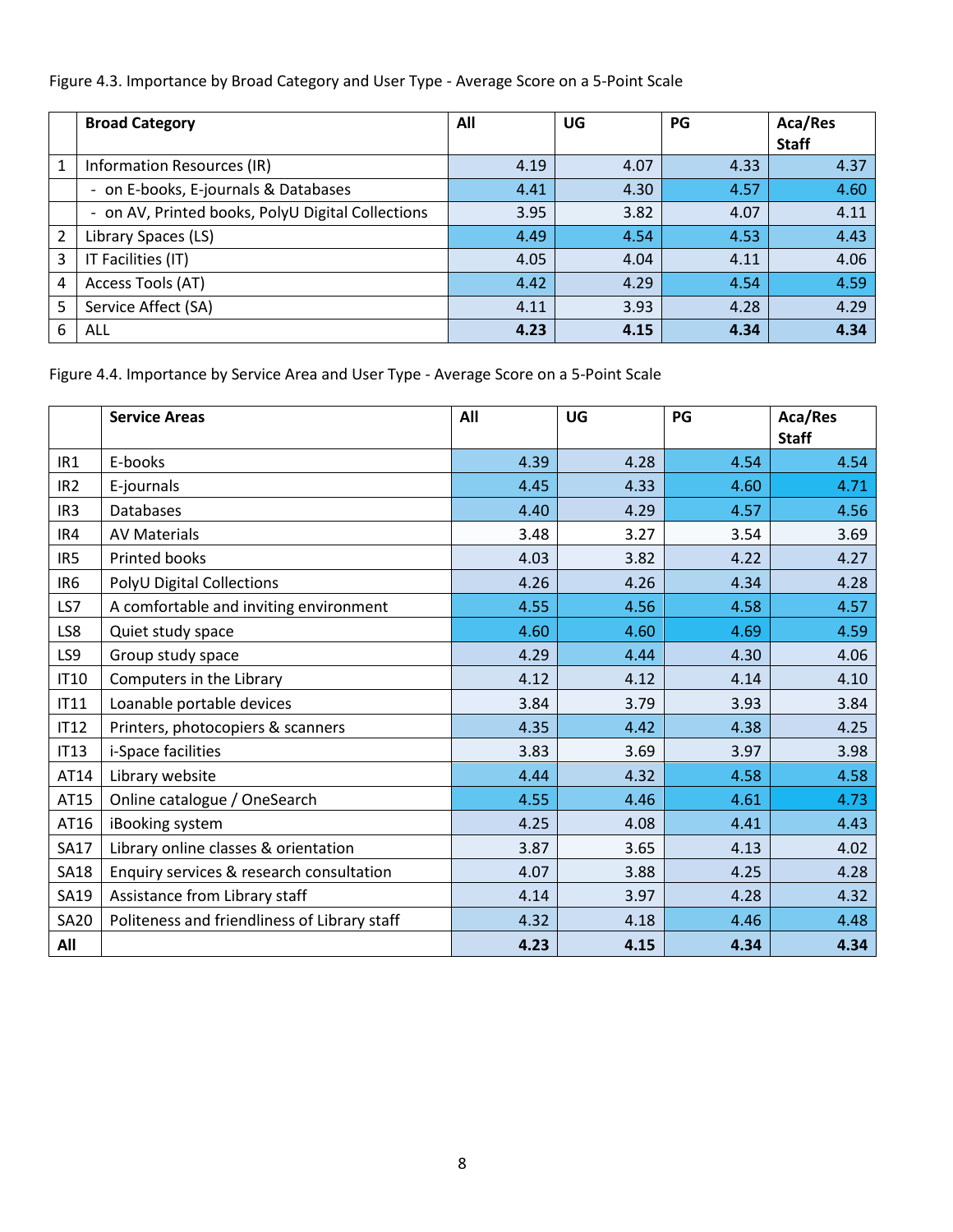Figure 4.3. Importance by Broad Category and User Type - Average Score on a 5-Point Scale

| | Broad Category | All | UG | PG | Aca/Res Staff |
|---|---|---|---|---|---|
| 1 | Information Resources (IR) | 4.19 | 4.07 | 4.33 | 4.37 |
| | - on E-books, E-journals & Databases | 4.41 | 4.30 | 4.57 | 4.60 |
| | - on AV, Printed books, PolyU Digital Collections | 3.95 | 3.82 | 4.07 | 4.11 |
| 2 | Library Spaces (LS) | 4.49 | 4.54 | 4.53 | 4.43 |
| 3 | IT Facilities (IT) | 4.05 | 4.04 | 4.11 | 4.06 |
| 4 | Access Tools (AT) | 4.42 | 4.29 | 4.54 | 4.59 |
| 5 | Service Affect (SA) | 4.11 | 3.93 | 4.28 | 4.29 |
| 6 | ALL | **4.23** | **4.15** | **4.34** | **4.34** |

Figure 4.4. Importance by Service Area and User Type - Average Score on a 5-Point Scale

| | Service Areas | All | UG | PG | Aca/Res Staff |
|---|---|---|---|---|---|
| IR1 | E-books | 4.39 | 4.28 | 4.54 | 4.54 |
| IR2 | E-journals | 4.45 | 4.33 | 4.60 | 4.71 |
| IR3 | Databases | 4.40 | 4.29 | 4.57 | 4.56 |
| IR4 | AV Materials | 3.48 | 3.27 | 3.54 | 3.69 |
| IR5 | Printed books | 4.03 | 3.82 | 4.22 | 4.27 |
| IR6 | PolyU Digital Collections | 4.26 | 4.26 | 4.34 | 4.28 |
| LS7 | A comfortable and inviting environment | 4.55 | 4.56 | 4.58 | 4.57 |
| LS8 | Quiet study space | 4.60 | 4.60 | 4.69 | 4.59 |
| LS9 | Group study space | 4.29 | 4.44 | 4.30 | 4.06 |
| IT10 | Computers in the Library | 4.12 | 4.12 | 4.14 | 4.10 |
| IT11 | Loanable portable devices | 3.84 | 3.79 | 3.93 | 3.84 |
| IT12 | Printers, photocopiers & scanners | 4.35 | 4.42 | 4.38 | 4.25 |
| IT13 | i-Space facilities | 3.83 | 3.69 | 3.97 | 3.98 |
| AT14 | Library website | 4.44 | 4.32 | 4.58 | 4.58 |
| AT15 | Online catalogue / OneSearch | 4.55 | 4.46 | 4.61 | 4.73 |
| AT16 | iBooking system | 4.25 | 4.08 | 4.41 | 4.43 |
| SA17 | Library online classes & orientation | 3.87 | 3.65 | 4.13 | 4.02 |
| SA18 | Enquiry services & research consultation | 4.07 | 3.88 | 4.25 | 4.28 |
| SA19 | Assistance from Library staff | 4.14 | 3.97 | 4.28 | 4.32 |
| SA20 | Politeness and friendliness of Library staff | 4.32 | 4.18 | 4.46 | 4.48 |
| **All** | | **4.23** | **4.15** | **4.34** | **4.34** |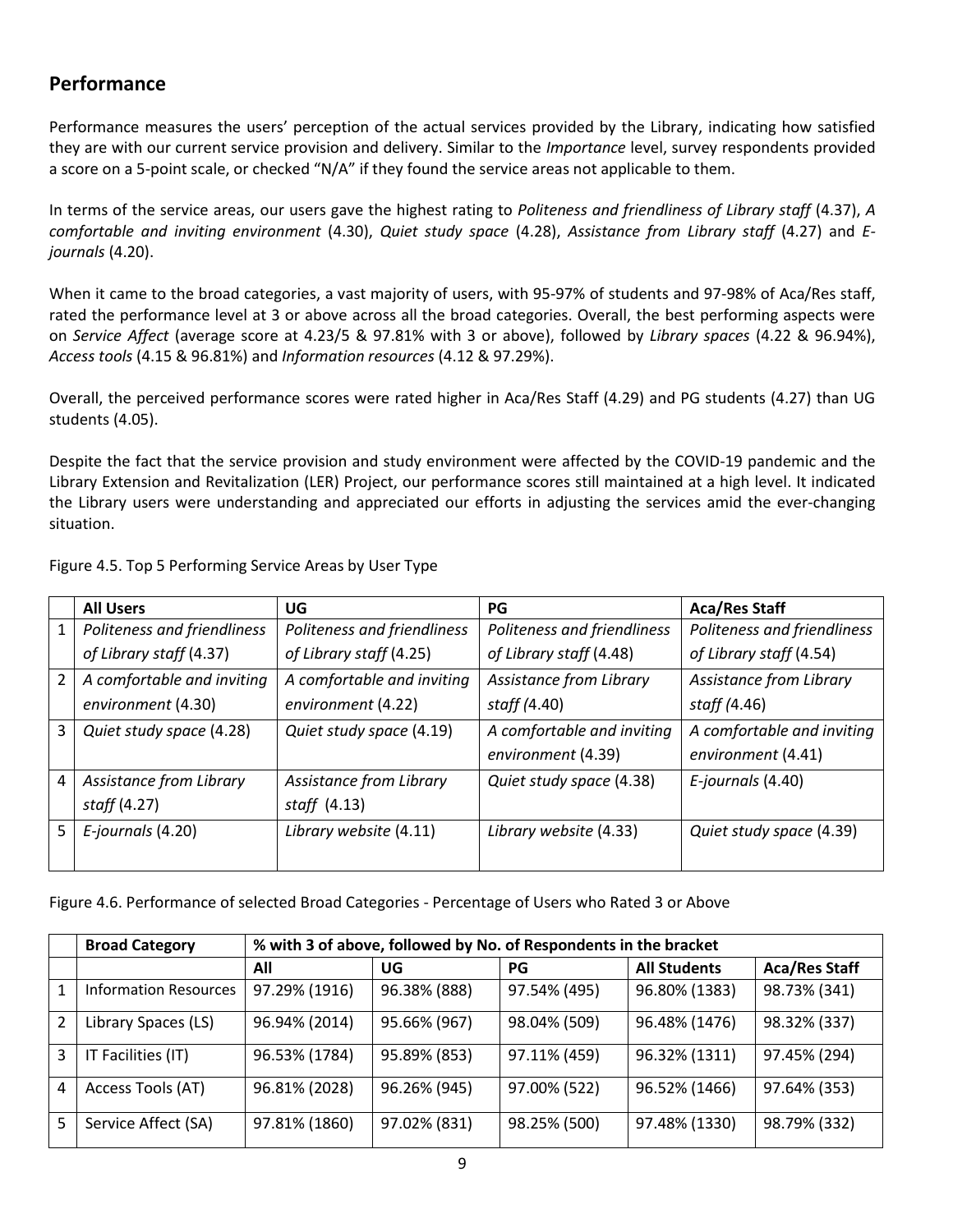## Performance

Performance measures the users' perception of the actual services provided by the Library, indicating how satisfied they are with our current service provision and delivery. Similar to the *Importance* level, survey respondents provided a score on a 5-point scale, or checked "N/A" if they found the service areas not applicable to them.

In terms of the service areas, our users gave the highest rating to *Politeness and friendliness of Library staff* (4.37), *A comfortable and inviting environment* (4.30), *Quiet study space* (4.28), *Assistance from Library staff* (4.27) and *E-journals* (4.20).

When it came to the broad categories, a vast majority of users, with 95-97% of students and 97-98% of Aca/Res staff, rated the performance level at 3 or above across all the broad categories. Overall, the best performing aspects were on *Service Affect* (average score at 4.23/5 & 97.81% with 3 or above), followed by *Library spaces* (4.22 & 96.94%), *Access tools* (4.15 & 96.81%) and *Information resources* (4.12 & 97.29%).

Overall, the perceived performance scores were rated higher in Aca/Res Staff (4.29) and PG students (4.27) than UG students (4.05).

Despite the fact that the service provision and study environment were affected by the COVID-19 pandemic and the Library Extension and Revitalization (LER) Project, our performance scores still maintained at a high level. It indicated the Library users were understanding and appreciated our efforts in adjusting the services amid the ever-changing situation.

Figure 4.5. Top 5 Performing Service Areas by User Type

| | **All Users** | **UG** | **PG** | **Aca/Res Staff** |
|---|---|---|---|---|
| 1 | *Politeness and friendliness of Library staff* (4.37) | *Politeness and friendliness of Library staff* (4.25) | *Politeness and friendliness of Library staff* (4.48) | *Politeness and friendliness of Library staff* (4.54) |
| 2 | *A comfortable and inviting environment* (4.30) | *A comfortable and inviting environment* (4.22) | *Assistance from Library staff* (4.40) | *Assistance from Library staff* (4.46) |
| 3 | *Quiet study space* (4.28) | *Quiet study space* (4.19) | *A comfortable and inviting environment* (4.39) | *A comfortable and inviting environment* (4.41) |
| 4 | *Assistance from Library staff* (4.27) | *Assistance from Library staff* (4.13) | *Quiet study space* (4.38) | *E-journals* (4.40) |
| 5 | *E-journals* (4.20) | *Library website* (4.11) | *Library website* (4.33) | *Quiet study space* (4.39) |

Figure 4.6. Performance of selected Broad Categories - Percentage of Users who Rated 3 or Above

| | **Broad Category** | **% with 3 of above, followed by No. of Respondents in the bracket** | | | | |
|---|---|---|---|---|---|---|
| | | **All** | **UG** | **PG** | **All Students** | **Aca/Res Staff** |
| 1 | Information Resources | 97.29% (1916) | 96.38% (888) | 97.54% (495) | 96.80% (1383) | 98.73% (341) |
| 2 | Library Spaces (LS) | 96.94% (2014) | 95.66% (967) | 98.04% (509) | 96.48% (1476) | 98.32% (337) |
| 3 | IT Facilities (IT) | 96.53% (1784) | 95.89% (853) | 97.11% (459) | 96.32% (1311) | 97.45% (294) |
| 4 | Access Tools (AT) | 96.81% (2028) | 96.26% (945) | 97.00% (522) | 96.52% (1466) | 97.64% (353) |
| 5 | Service Affect (SA) | 97.81% (1860) | 97.02% (831) | 98.25% (500) | 97.48% (1330) | 98.79% (332) |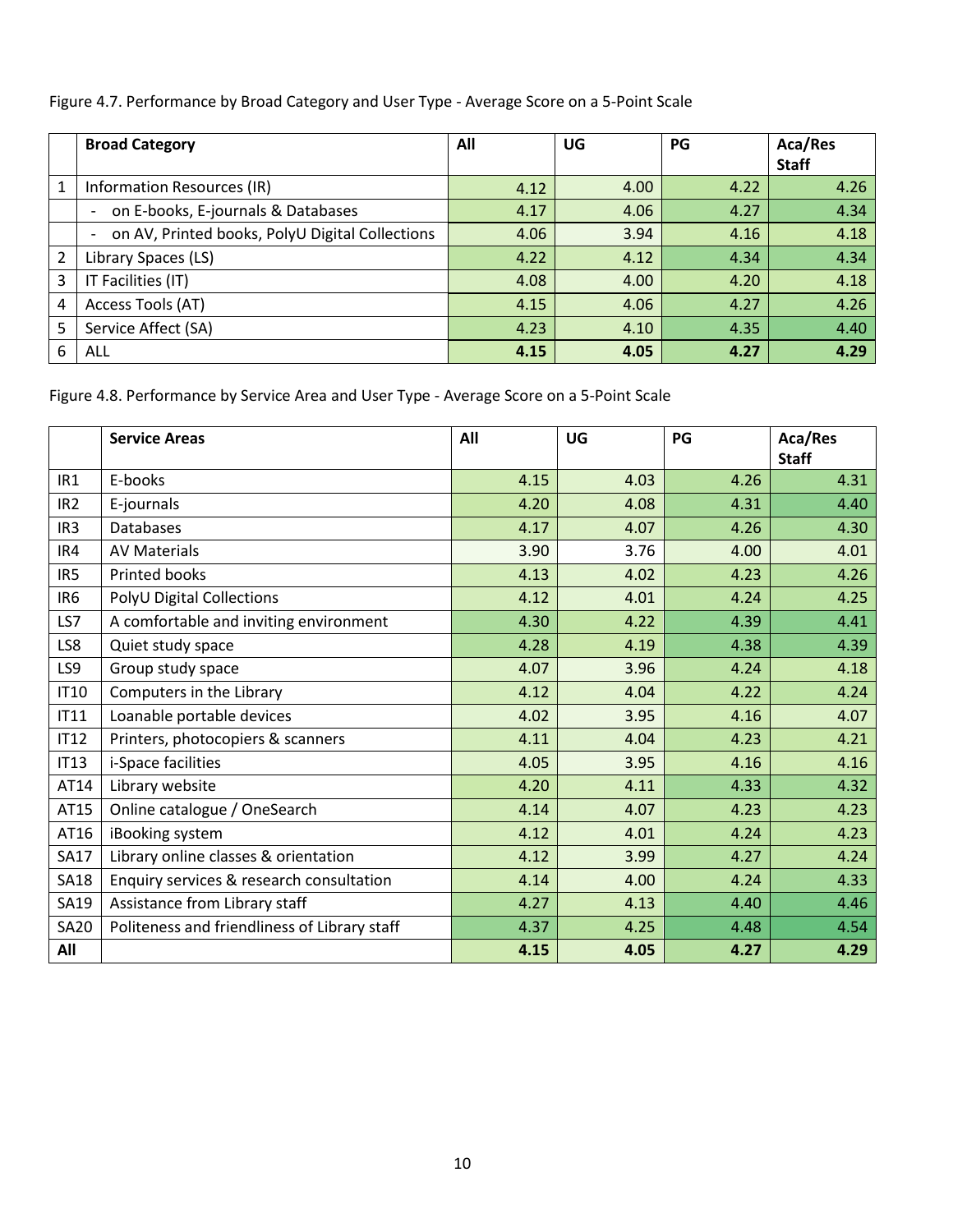Figure 4.7. Performance by Broad Category and User Type - Average Score on a 5-Point Scale

| | Broad Category | All | UG | PG | Aca/Res Staff |
|---|---|---|---|---|---|
| 1 | Information Resources (IR) | 4.12 | 4.00 | 4.22 | 4.26 |
| | - on E-books, E-journals & Databases | 4.17 | 4.06 | 4.27 | 4.34 |
| | - on AV, Printed books, PolyU Digital Collections | 4.06 | 3.94 | 4.16 | 4.18 |
| 2 | Library Spaces (LS) | 4.22 | 4.12 | 4.34 | 4.34 |
| 3 | IT Facilities (IT) | 4.08 | 4.00 | 4.20 | 4.18 |
| 4 | Access Tools (AT) | 4.15 | 4.06 | 4.27 | 4.26 |
| 5 | Service Affect (SA) | 4.23 | 4.10 | 4.35 | 4.40 |
| 6 | ALL | **4.15** | **4.05** | **4.27** | **4.29** |

Figure 4.8. Performance by Service Area and User Type - Average Score on a 5-Point Scale

| | Service Areas | All | UG | PG | Aca/Res Staff |
|---|---|---|---|---|---|
| IR1 | E-books | 4.15 | 4.03 | 4.26 | 4.31 |
| IR2 | E-journals | 4.20 | 4.08 | 4.31 | 4.40 |
| IR3 | Databases | 4.17 | 4.07 | 4.26 | 4.30 |
| IR4 | AV Materials | 3.90 | 3.76 | 4.00 | 4.01 |
| IR5 | Printed books | 4.13 | 4.02 | 4.23 | 4.26 |
| IR6 | PolyU Digital Collections | 4.12 | 4.01 | 4.24 | 4.25 |
| LS7 | A comfortable and inviting environment | 4.30 | 4.22 | 4.39 | 4.41 |
| LS8 | Quiet study space | 4.28 | 4.19 | 4.38 | 4.39 |
| LS9 | Group study space | 4.07 | 3.96 | 4.24 | 4.18 |
| IT10 | Computers in the Library | 4.12 | 4.04 | 4.22 | 4.24 |
| IT11 | Loanable portable devices | 4.02 | 3.95 | 4.16 | 4.07 |
| IT12 | Printers, photocopiers & scanners | 4.11 | 4.04 | 4.23 | 4.21 |
| IT13 | i-Space facilities | 4.05 | 3.95 | 4.16 | 4.16 |
| AT14 | Library website | 4.20 | 4.11 | 4.33 | 4.32 |
| AT15 | Online catalogue / OneSearch | 4.14 | 4.07 | 4.23 | 4.23 |
| AT16 | iBooking system | 4.12 | 4.01 | 4.24 | 4.23 |
| SA17 | Library online classes & orientation | 4.12 | 3.99 | 4.27 | 4.24 |
| SA18 | Enquiry services & research consultation | 4.14 | 4.00 | 4.24 | 4.33 |
| SA19 | Assistance from Library staff | 4.27 | 4.13 | 4.40 | 4.46 |
| SA20 | Politeness and friendliness of Library staff | 4.37 | 4.25 | 4.48 | 4.54 |
| **All** | | **4.15** | **4.05** | **4.27** | **4.29** |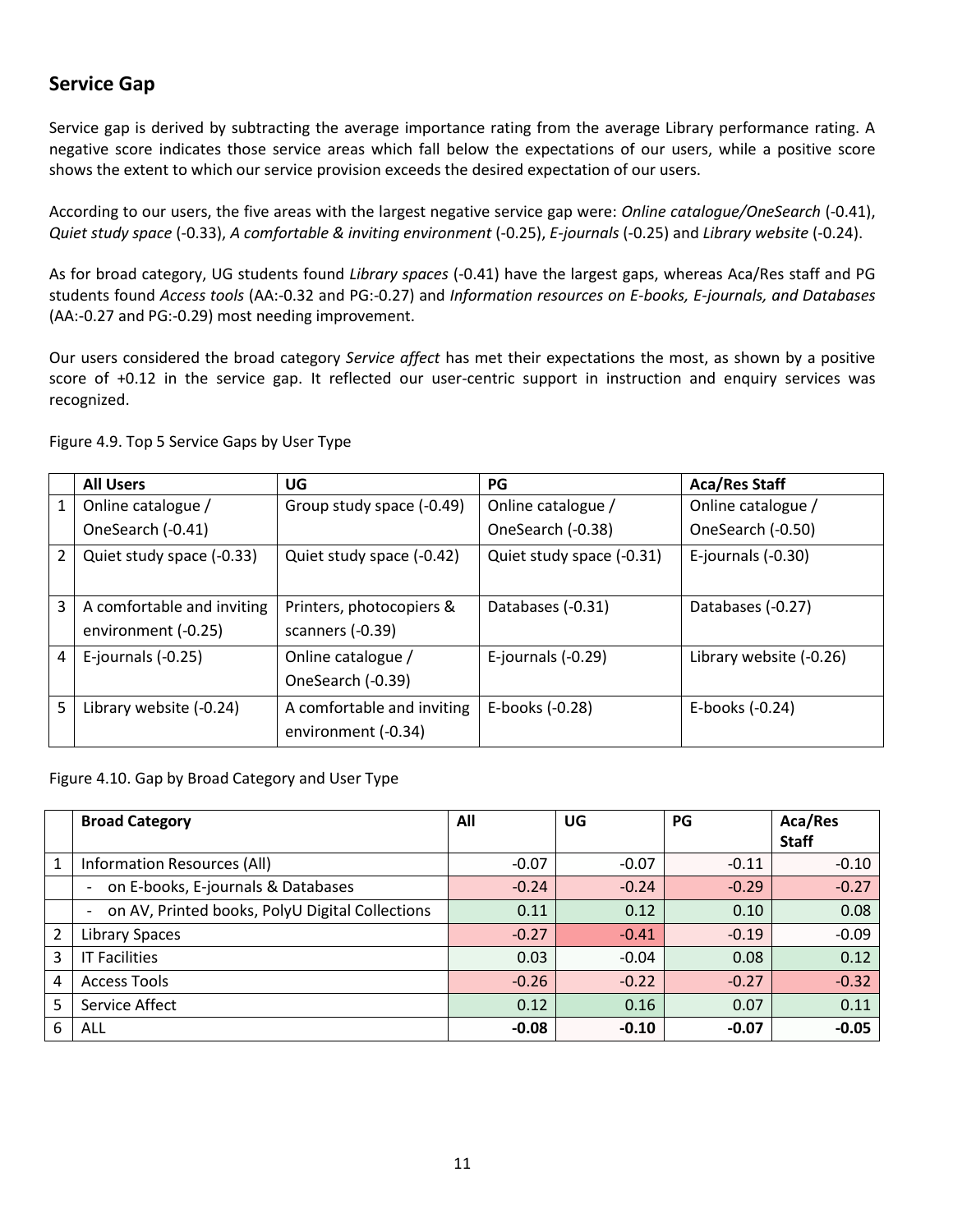## Service Gap

Service gap is derived by subtracting the average importance rating from the average Library performance rating. A negative score indicates those service areas which fall below the expectations of our users, while a positive score shows the extent to which our service provision exceeds the desired expectation of our users.

According to our users, the five areas with the largest negative service gap were: *Online catalogue/OneSearch* (-0.41), *Quiet study space* (-0.33), *A comfortable & inviting environment* (-0.25), *E-journals* (-0.25) and *Library website* (-0.24).

As for broad category, UG students found *Library spaces* (-0.41) have the largest gaps, whereas Aca/Res staff and PG students found *Access tools* (AA:-0.32 and PG:-0.27) and *Information resources on E-books, E-journals, and Databases* (AA:-0.27 and PG:-0.29) most needing improvement.

Our users considered the broad category *Service affect* has met their expectations the most, as shown by a positive score of +0.12 in the service gap. It reflected our user-centric support in instruction and enquiry services was recognized.

Figure 4.9. Top 5 Service Gaps by User Type

| | **All Users** | **UG** | **PG** | **Aca/Res Staff** |
|---|---|---|---|---|
| 1 | Online catalogue / OneSearch (-0.41) | Group study space (-0.49) | Online catalogue / OneSearch (-0.38) | Online catalogue / OneSearch (-0.50) |
| 2 | Quiet study space (-0.33) | Quiet study space (-0.42) | Quiet study space (-0.31) | E-journals (-0.30) |
| 3 | A comfortable and inviting environment (-0.25) | Printers, photocopiers & scanners (-0.39) | Databases (-0.31) | Databases (-0.27) |
| 4 | E-journals (-0.25) | Online catalogue / OneSearch (-0.39) | E-journals (-0.29) | Library website (-0.26) |
| 5 | Library website (-0.24) | A comfortable and inviting environment (-0.34) | E-books (-0.28) | E-books (-0.24) |

Figure 4.10. Gap by Broad Category and User Type

| | **Broad Category** | **All** | **UG** | **PG** | **Aca/Res Staff** |
|---|---|---|---|---|---|
| 1 | Information Resources (All) | -0.07 | -0.07 | -0.11 | -0.10 |
| | - on E-books, E-journals & Databases | -0.24 | -0.24 | -0.29 | -0.27 |
| | - on AV, Printed books, PolyU Digital Collections | 0.11 | 0.12 | 0.10 | 0.08 |
| 2 | Library Spaces | -0.27 | -0.41 | -0.19 | -0.09 |
| 3 | IT Facilities | 0.03 | -0.04 | 0.08 | 0.12 |
| 4 | Access Tools | -0.26 | -0.22 | -0.27 | -0.32 |
| 5 | Service Affect | 0.12 | 0.16 | 0.07 | 0.11 |
| 6 | ALL | **-0.08** | **-0.10** | **-0.07** | **-0.05** |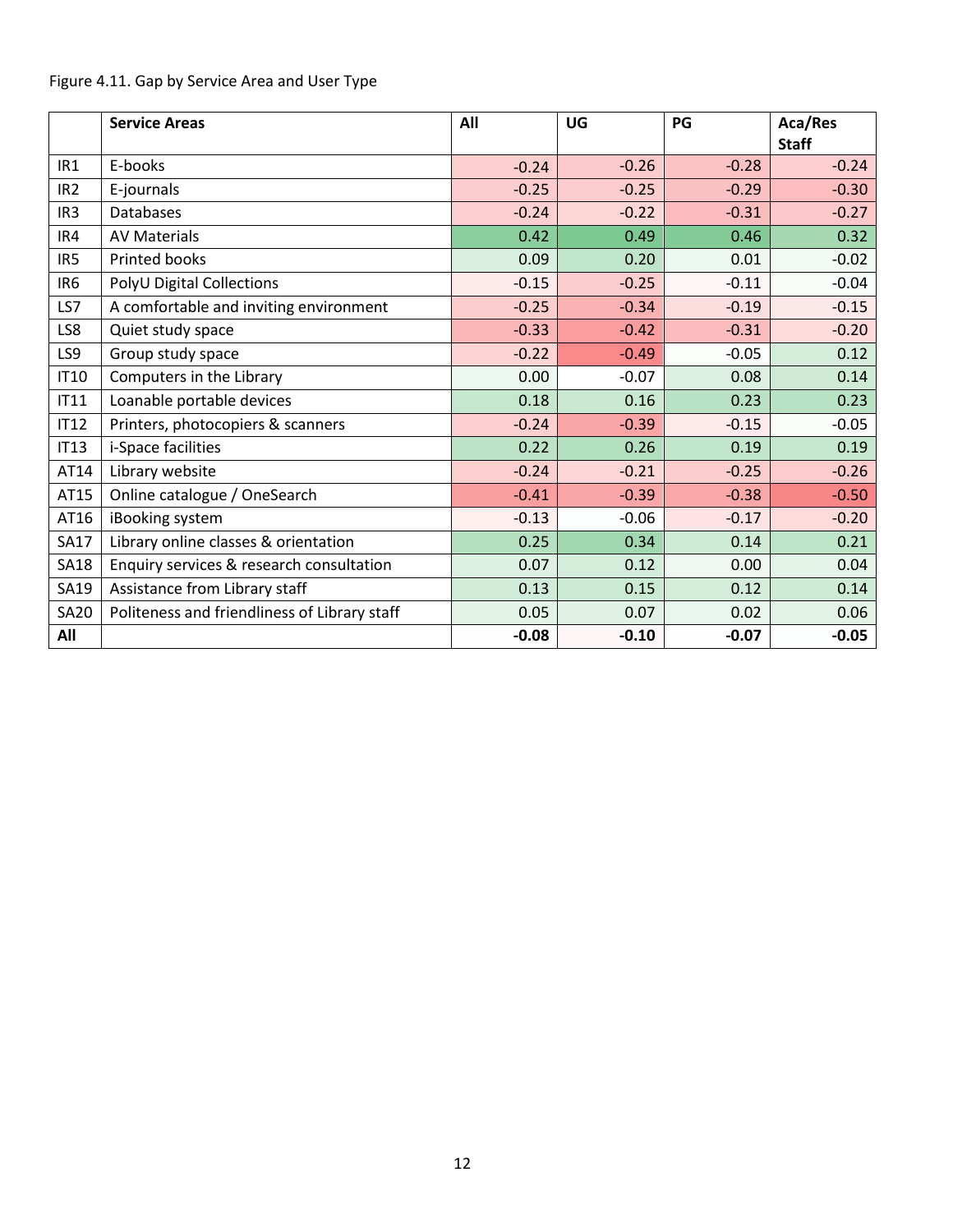Figure 4.11. Gap by Service Area and User Type

| | Service Areas | All | UG | PG | Aca/Res Staff |
|---|---|---|---|---|---|
| IR1 | E-books | -0.24 | -0.26 | -0.28 | -0.24 |
| IR2 | E-journals | -0.25 | -0.25 | -0.29 | -0.30 |
| IR3 | Databases | -0.24 | -0.22 | -0.31 | -0.27 |
| IR4 | AV Materials | 0.42 | 0.49 | 0.46 | 0.32 |
| IR5 | Printed books | 0.09 | 0.20 | 0.01 | -0.02 |
| IR6 | PolyU Digital Collections | -0.15 | -0.25 | -0.11 | -0.04 |
| LS7 | A comfortable and inviting environment | -0.25 | -0.34 | -0.19 | -0.15 |
| LS8 | Quiet study space | -0.33 | -0.42 | -0.31 | -0.20 |
| LS9 | Group study space | -0.22 | -0.49 | -0.05 | 0.12 |
| IT10 | Computers in the Library | 0.00 | -0.07 | 0.08 | 0.14 |
| IT11 | Loanable portable devices | 0.18 | 0.16 | 0.23 | 0.23 |
| IT12 | Printers, photocopiers & scanners | -0.24 | -0.39 | -0.15 | -0.05 |
| IT13 | i-Space facilities | 0.22 | 0.26 | 0.19 | 0.19 |
| AT14 | Library website | -0.24 | -0.21 | -0.25 | -0.26 |
| AT15 | Online catalogue / OneSearch | -0.41 | -0.39 | -0.38 | -0.50 |
| AT16 | iBooking system | -0.13 | -0.06 | -0.17 | -0.20 |
| SA17 | Library online classes & orientation | 0.25 | 0.34 | 0.14 | 0.21 |
| SA18 | Enquiry services & research consultation | 0.07 | 0.12 | 0.00 | 0.04 |
| SA19 | Assistance from Library staff | 0.13 | 0.15 | 0.12 | 0.14 |
| SA20 | Politeness and friendliness of Library staff | 0.05 | 0.07 | 0.02 | 0.06 |
| **All** | | **-0.08** | **-0.10** | **-0.07** | **-0.05** |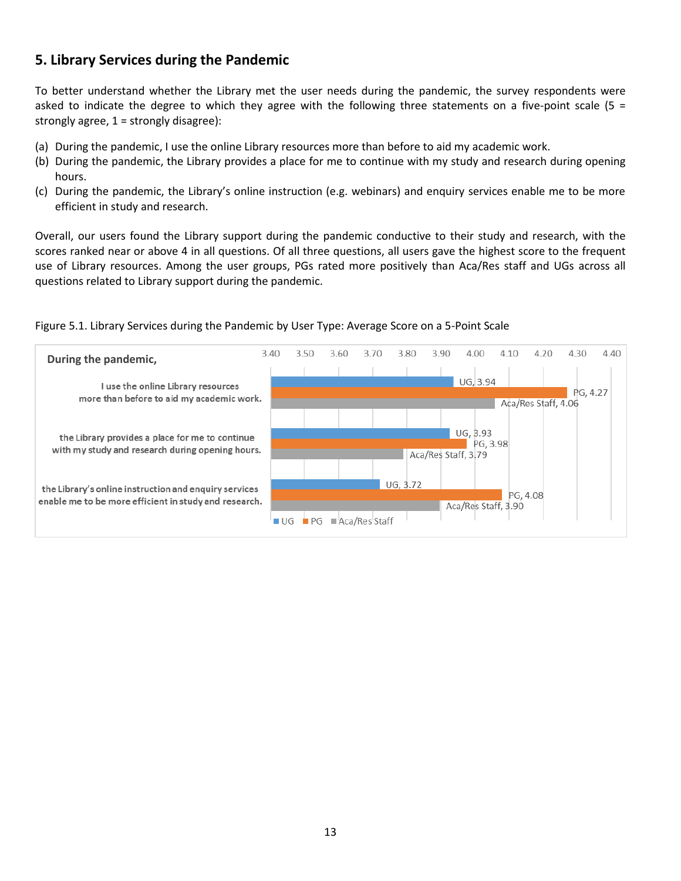## 5. Library Services during the Pandemic

To better understand whether the Library met the user needs during the pandemic, the survey respondents were asked to indicate the degree to which they agree with the following three statements on a five-point scale (5 = strongly agree, 1 = strongly disagree):

(a) During the pandemic, I use the online Library resources more than before to aid my academic work.
(b) During the pandemic, the Library provides a place for me to continue with my study and research during opening hours.
(c) During the pandemic, the Library's online instruction (e.g. webinars) and enquiry services enable me to be more efficient in study and research.

Overall, our users found the Library support during the pandemic conductive to their study and research, with the scores ranked near or above 4 in all questions. Of all three questions, all users gave the highest score to the frequent use of Library resources. Among the user groups, PGs rated more positively than Aca/Res staff and UGs across all questions related to Library support during the pandemic.

Figure 5.1. Library Services during the Pandemic by User Type: Average Score on a 5-Point Scale

| During the pandemic, | UG | PG | Aca/Res Staff |
|---|---|---|---|
| I use the online Library resources more than before to aid my academic work. | 3.94 | 4.27 | 4.06 |
| the Library provides a place for me to continue with my study and research during opening hours. | 3.93 | 3.98 | 3.79 |
| the Library's online instruction and enquiry services enable me to be more efficient in study and research. | 3.72 | 4.08 | 3.90 |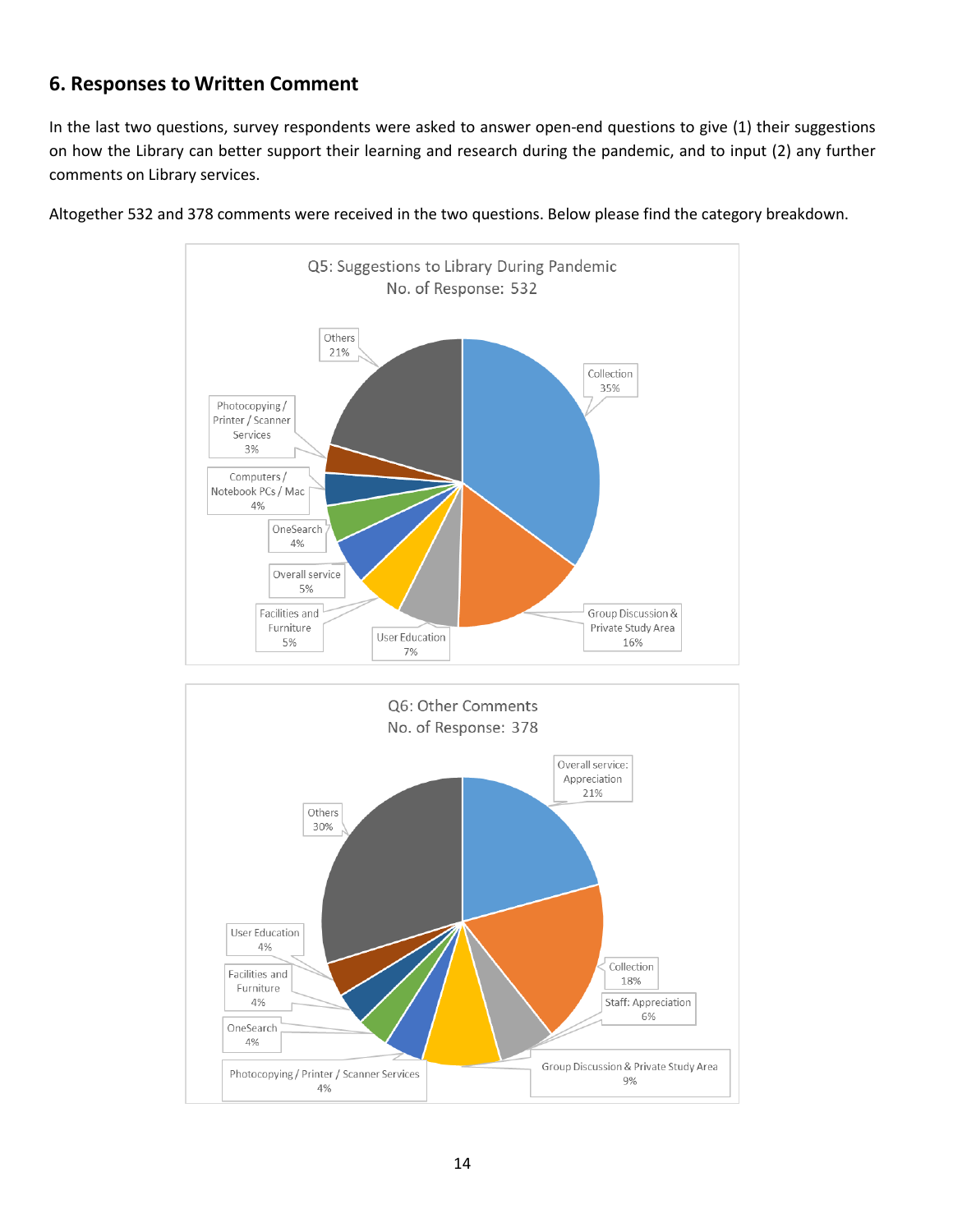## 6. Responses to Written Comment

In the last two questions, survey respondents were asked to answer open-end questions to give (1) their suggestions on how the Library can better support their learning and research during the pandemic, and to input (2) any further comments on Library services.

Altogether 532 and 378 comments were received in the two questions. Below please find the category breakdown.

**Q5: Suggestions to Library During Pandemic**
No. of Response: 532

| Category | % |
|---|---|
| Collection | 35% |
| Group Discussion & Private Study Area | 16% |
| User Education | 7% |
| Facilities and Furniture | 5% |
| Overall service | 5% |
| OneSearch | 4% |
| Computers / Notebook PCs / Mac | 4% |
| Photocopying / Printer / Scanner Services | 3% |
| Others | 21% |

**Q6: Other Comments**
No. of Response: 378

| Category | % |
|---|---|
| Overall service: Appreciation | 21% |
| Collection | 18% |
| Staff: Appreciation | 6% |
| Group Discussion & Private Study Area | 9% |
| Photocopying / Printer / Scanner Services | 4% |
| OneSearch | 4% |
| Facilities and Furniture | 4% |
| User Education | 4% |
| Others | 30% |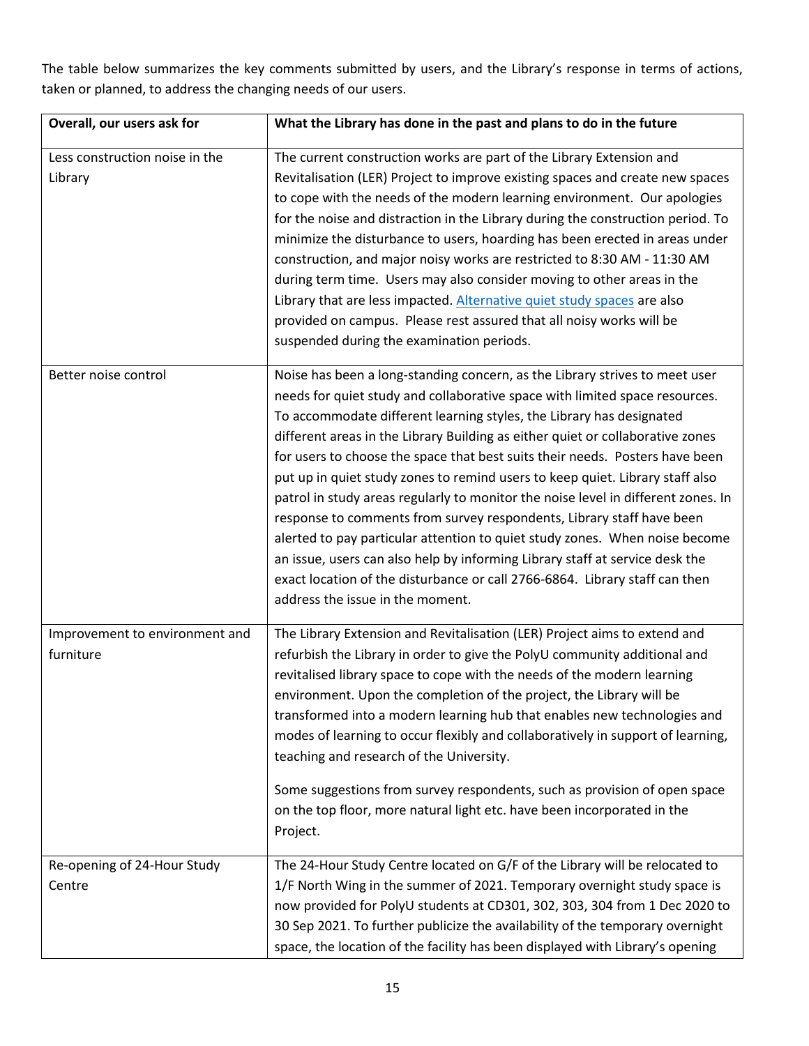The table below summarizes the key comments submitted by users, and the Library's response in terms of actions, taken or planned, to address the changing needs of our users.

| Overall, our users ask for | What the Library has done in the past and plans to do in the future |
|---|---|
| Less construction noise in the Library | The current construction works are part of the Library Extension and Revitalisation (LER) Project to improve existing spaces and create new spaces to cope with the needs of the modern learning environment. Our apologies for the noise and distraction in the Library during the construction period. To minimize the disturbance to users, hoarding has been erected in areas under construction, and major noisy works are restricted to 8:30 AM - 11:30 AM during term time. Users may also consider moving to other areas in the Library that are less impacted. [Alternative quiet study spaces] are also provided on campus. Please rest assured that all noisy works will be suspended during the examination periods. |
| Better noise control | Noise has been a long-standing concern, as the Library strives to meet user needs for quiet study and collaborative space with limited space resources. To accommodate different learning styles, the Library has designated different areas in the Library Building as either quiet or collaborative zones for users to choose the space that best suits their needs. Posters have been put up in quiet study zones to remind users to keep quiet. Library staff also patrol in study areas regularly to monitor the noise level in different zones. In response to comments from survey respondents, Library staff have been alerted to pay particular attention to quiet study zones. When noise become an issue, users can also help by informing Library staff at service desk the exact location of the disturbance or call 2766-6864. Library staff can then address the issue in the moment. |
| Improvement to environment and furniture | The Library Extension and Revitalisation (LER) Project aims to extend and refurbish the Library in order to give the PolyU community additional and revitalised library space to cope with the needs of the modern learning environment. Upon the completion of the project, the Library will be transformed into a modern learning hub that enables new technologies and modes of learning to occur flexibly and collaboratively in support of learning, teaching and research of the University.<br><br>Some suggestions from survey respondents, such as provision of open space on the top floor, more natural light etc. have been incorporated in the Project. |
| Re-opening of 24-Hour Study Centre | The 24-Hour Study Centre located on G/F of the Library will be relocated to 1/F North Wing in the summer of 2021. Temporary overnight study space is now provided for PolyU students at CD301, 302, 303, 304 from 1 Dec 2020 to 30 Sep 2021. To further publicize the availability of the temporary overnight space, the location of the facility has been displayed with Library's opening |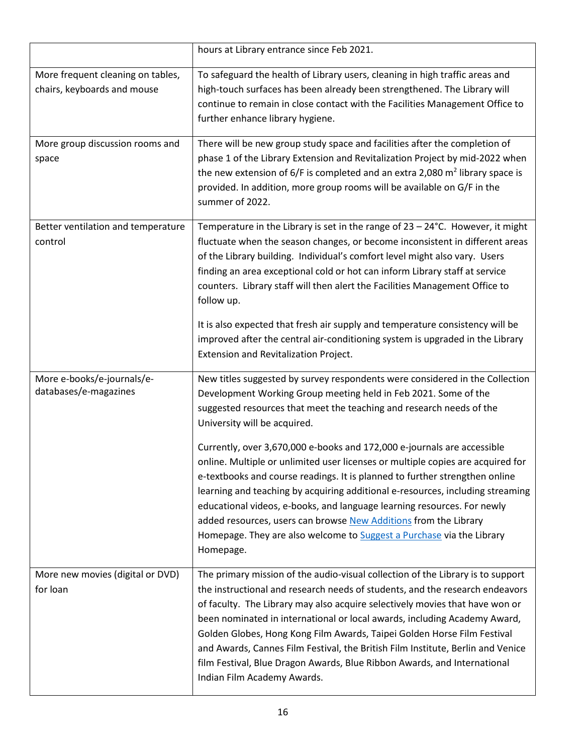| | |
|---|---|
| | hours at Library entrance since Feb 2021. |
| More frequent cleaning on tables, chairs, keyboards and mouse | To safeguard the health of Library users, cleaning in high traffic areas and high-touch surfaces has been already been strengthened. The Library will continue to remain in close contact with the Facilities Management Office to further enhance library hygiene. |
| More group discussion rooms and space | There will be new group study space and facilities after the completion of phase 1 of the Library Extension and Revitalization Project by mid-2022 when the new extension of 6/F is completed and an extra 2,080 $m^2$ library space is provided. In addition, more group rooms will be available on G/F in the summer of 2022. |
| Better ventilation and temperature control | Temperature in the Library is set in the range of 23 – 24°C. However, it might fluctuate when the season changes, or become inconsistent in different areas of the Library building. Individual's comfort level might also vary. Users finding an area exceptional cold or hot can inform Library staff at service counters. Library staff will then alert the Facilities Management Office to follow up.<br><br>It is also expected that fresh air supply and temperature consistency will be improved after the central air-conditioning system is upgraded in the Library Extension and Revitalization Project. |
| More e-books/e-journals/e-databases/e-magazines | New titles suggested by survey respondents were considered in the Collection Development Working Group meeting held in Feb 2021. Some of the suggested resources that meet the teaching and research needs of the University will be acquired.<br><br>Currently, over 3,670,000 e-books and 172,000 e-journals are accessible online. Multiple or unlimited user licenses or multiple copies are acquired for e-textbooks and course readings. It is planned to further strengthen online learning and teaching by acquiring additional e-resources, including streaming educational videos, e-books, and language learning resources. For newly added resources, users can browse New Additions from the Library Homepage. They are also welcome to Suggest a Purchase via the Library Homepage. |
| More new movies (digital or DVD) for loan | The primary mission of the audio-visual collection of the Library is to support the instructional and research needs of students, and the research endeavors of faculty. The Library may also acquire selectively movies that have won or been nominated in international or local awards, including Academy Award, Golden Globes, Hong Kong Film Awards, Taipei Golden Horse Film Festival and Awards, Cannes Film Festival, the British Film Institute, Berlin and Venice film Festival, Blue Dragon Awards, Blue Ribbon Awards, and International Indian Film Academy Awards. |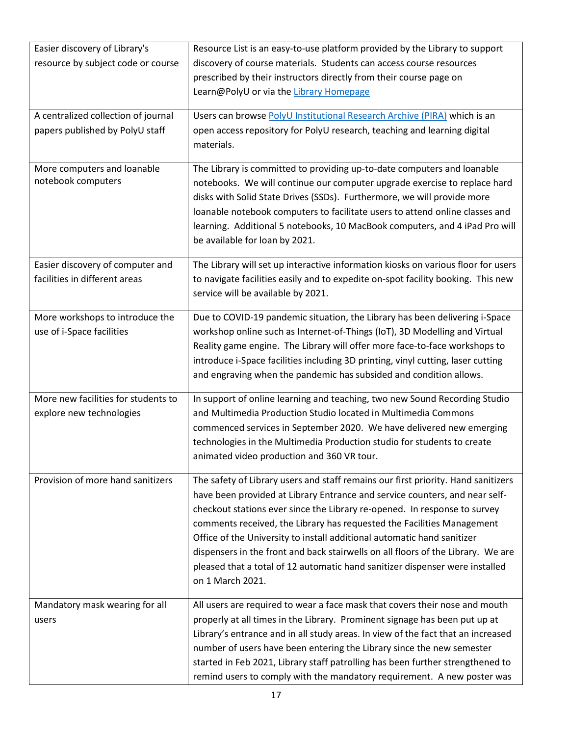| | |
|---|---|
| Easier discovery of Library's resource by subject code or course | Resource List is an easy-to-use platform provided by the Library to support discovery of course materials. Students can access course resources prescribed by their instructors directly from their course page on Learn@PolyU or via the Library Homepage |
| A centralized collection of journal papers published by PolyU staff | Users can browse PolyU Institutional Research Archive (PIRA) which is an open access repository for PolyU research, teaching and learning digital materials. |
| More computers and loanable notebook computers | The Library is committed to providing up-to-date computers and loanable notebooks. We will continue our computer upgrade exercise to replace hard disks with Solid State Drives (SSDs). Furthermore, we will provide more loanable notebook computers to facilitate users to attend online classes and learning. Additional 5 notebooks, 10 MacBook computers, and 4 iPad Pro will be available for loan by 2021. |
| Easier discovery of computer and facilities in different areas | The Library will set up interactive information kiosks on various floor for users to navigate facilities easily and to expedite on-spot facility booking. This new service will be available by 2021. |
| More workshops to introduce the use of i-Space facilities | Due to COVID-19 pandemic situation, the Library has been delivering i-Space workshop online such as Internet-of-Things (IoT), 3D Modelling and Virtual Reality game engine. The Library will offer more face-to-face workshops to introduce i-Space facilities including 3D printing, vinyl cutting, laser cutting and engraving when the pandemic has subsided and condition allows. |
| More new facilities for students to explore new technologies | In support of online learning and teaching, two new Sound Recording Studio and Multimedia Production Studio located in Multimedia Commons commenced services in September 2020. We have delivered new emerging technologies in the Multimedia Production studio for students to create animated video production and 360 VR tour. |
| Provision of more hand sanitizers | The safety of Library users and staff remains our first priority. Hand sanitizers have been provided at Library Entrance and service counters, and near self-checkout stations ever since the Library re-opened. In response to survey comments received, the Library has requested the Facilities Management Office of the University to install additional automatic hand sanitizer dispensers in the front and back stairwells on all floors of the Library. We are pleased that a total of 12 automatic hand sanitizer dispenser were installed on 1 March 2021. |
| Mandatory mask wearing for all users | All users are required to wear a face mask that covers their nose and mouth properly at all times in the Library. Prominent signage has been put up at Library's entrance and in all study areas. In view of the fact that an increased number of users have been entering the Library since the new semester started in Feb 2021, Library staff patrolling has been further strengthened to remind users to comply with the mandatory requirement. A new poster was |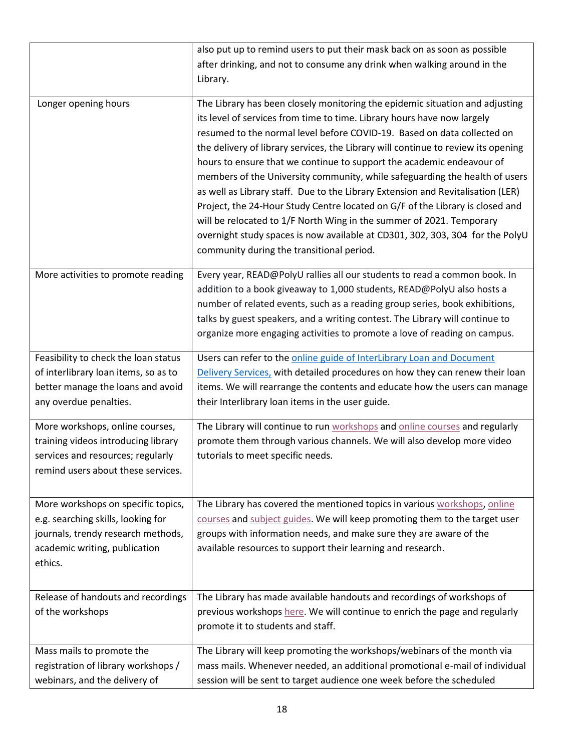| | |
|---|---|
| | also put up to remind users to put their mask back on as soon as possible after drinking, and not to consume any drink when walking around in the Library. |
| Longer opening hours | The Library has been closely monitoring the epidemic situation and adjusting its level of services from time to time. Library hours have now largely resumed to the normal level before COVID-19. Based on data collected on the delivery of library services, the Library will continue to review its opening hours to ensure that we continue to support the academic endeavour of members of the University community, while safeguarding the health of users as well as Library staff. Due to the Library Extension and Revitalisation (LER) Project, the 24-Hour Study Centre located on G/F of the Library is closed and will be relocated to 1/F North Wing in the summer of 2021. Temporary overnight study spaces is now available at CD301, 302, 303, 304 for the PolyU community during the transitional period. |
| More activities to promote reading | Every year, READ@PolyU rallies all our students to read a common book. In addition to a book giveaway to 1,000 students, READ@PolyU also hosts a number of related events, such as a reading group series, book exhibitions, talks by guest speakers, and a writing contest. The Library will continue to organize more engaging activities to promote a love of reading on campus. |
| Feasibility to check the loan status of interlibrary loan items, so as to better manage the loans and avoid any overdue penalties. | Users can refer to the online guide of InterLibrary Loan and Document Delivery Services, with detailed procedures on how they can renew their loan items. We will rearrange the contents and educate how the users can manage their Interlibrary loan items in the user guide. |
| More workshops, online courses, training videos introducing library services and resources; regularly remind users about these services. | The Library will continue to run workshops and online courses and regularly promote them through various channels. We will also develop more video tutorials to meet specific needs. |
| More workshops on specific topics, e.g. searching skills, looking for journals, trendy research methods, academic writing, publication ethics. | The Library has covered the mentioned topics in various workshops, online courses and subject guides. We will keep promoting them to the target user groups with information needs, and make sure they are aware of the available resources to support their learning and research. |
| Release of handouts and recordings of the workshops | The Library has made available handouts and recordings of workshops of previous workshops here. We will continue to enrich the page and regularly promote it to students and staff. |
| Mass mails to promote the registration of library workshops / webinars, and the delivery of | The Library will keep promoting the workshops/webinars of the month via mass mails. Whenever needed, an additional promotional e-mail of individual session will be sent to target audience one week before the scheduled |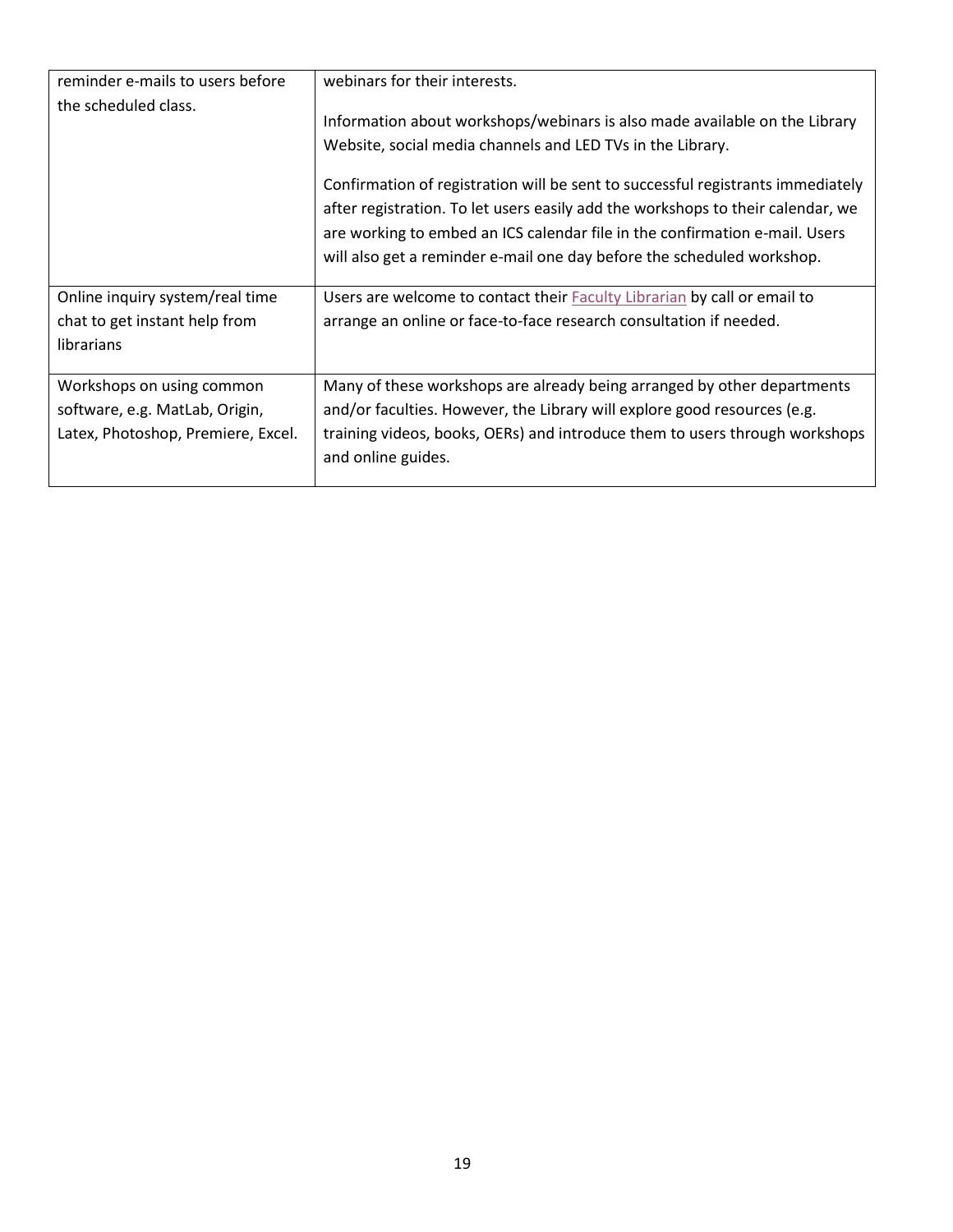| | |
|---|---|
| reminder e-mails to users before the scheduled class. | webinars for their interests.<br><br>Information about workshops/webinars is also made available on the Library Website, social media channels and LED TVs in the Library.<br><br>Confirmation of registration will be sent to successful registrants immediately after registration. To let users easily add the workshops to their calendar, we are working to embed an ICS calendar file in the confirmation e-mail. Users will also get a reminder e-mail one day before the scheduled workshop. |
| Online inquiry system/real time chat to get instant help from librarians | Users are welcome to contact their Faculty Librarian by call or email to arrange an online or face-to-face research consultation if needed. |
| Workshops on using common software, e.g. MatLab, Origin, Latex, Photoshop, Premiere, Excel. | Many of these workshops are already being arranged by other departments and/or faculties. However, the Library will explore good resources (e.g. training videos, books, OERs) and introduce them to users through workshops and online guides. |